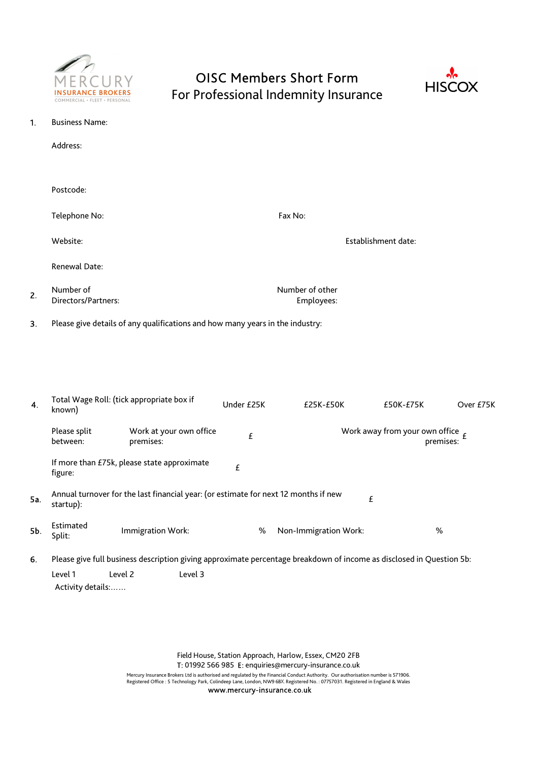# OISC Members Short Form For Professional Indemnity Insurance

1. Business Name:

   Address:

   Postcode:

   Telephone No: Fax No:

   Website: Establishment date:

   Renewal Date:

2. Number of Directors/Partners: Number of other Employees:

3. Please give details of any qualifications and how many years in the industry:

4. Total Wage Roll: (tick appropriate box if known) Under £25K £25K-£50K £50K-£75K Over £75K

   Please split between: Work at your own office premises: £ Work away from your own office premises: £

   If more than £75k, please state approximate figure: £

5a. Annual turnover for the last financial year: (or estimate for next 12 months if new startup): £

5b. Estimated Split: Immigration Work: % Non-Immigration Work: %

6. Please give full business description giving approximate percentage breakdown of income as disclosed in Question 5b:

   Level 1 Level 2 Level 3

   Activity details:……

Field House, Station Approach, Harlow, Essex, CM20 2FB
T: 01992 566 985 E: enquiries@mercury-insurance.co.uk
Mercury Insurance Brokers Ltd is authorised and regulated by the Financial Conduct Authority. Our authorisation number is 571906.
Registered Office : 5 Technology Park, Colindeep Lane, London, NW9 6BX. Registered No. : 07757031. Registered in England & Wales
www.mercury-insurance.co.uk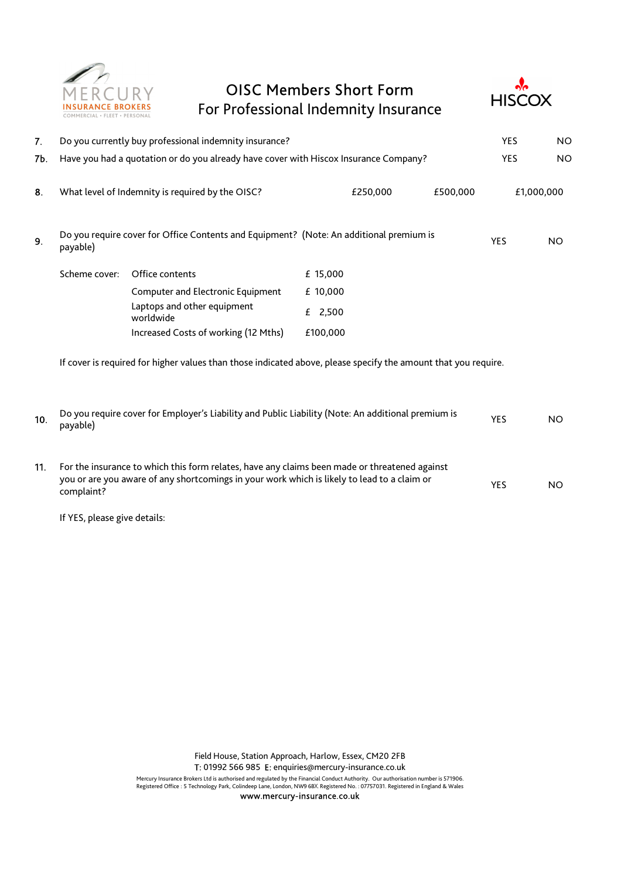# OISC Members Short Form For Professional Indemnity Insurance

| | | | |
|---|---|---|---|
| 7. | Do you currently buy professional indemnity insurance? | YES | NO |
| 7b. | Have you had a quotation or do you already have cover with Hiscox Insurance Company? | YES | NO |

| | | | | |
|---|---|---|---|---|
| 8. | What level of Indemnity is required by the OISC? | £250,000 | £500,000 | £1,000,000 |

| | | | |
|---|---|---|---|
| 9. | Do you require cover for Office Contents and Equipment? (Note: An additional premium is payable) | YES | NO |

| Scheme cover: | | |
|---|---|---|
| | Office contents | £ 15,000 |
| | Computer and Electronic Equipment | £ 10,000 |
| | Laptops and other equipment worldwide | £ 2,500 |
| | Increased Costs of working (12 Mths) | £100,000 |

If cover is required for higher values than those indicated above, please specify the amount that you require.

| | | | |
|---|---|---|---|
| 10. | Do you require cover for Employer's Liability and Public Liability (Note: An additional premium is payable) | YES | NO |
| 11. | For the insurance to which this form relates, have any claims been made or threatened against you or are you aware of any shortcomings in your work which is likely to lead to a claim or complaint? | YES | NO |

If YES, please give details:

Field House, Station Approach, Harlow, Essex, CM20 2FB
T: 01992 566 985 E: enquiries@mercury-insurance.co.uk
Mercury Insurance Brokers Ltd is authorised and regulated by the Financial Conduct Authority. Our authorisation number is 571906.
Registered Office : 5 Technology Park, Colindeep Lane, London, NW9 6BX. Registered No. : 07757031. Registered in England & Wales
www.mercury-insurance.co.uk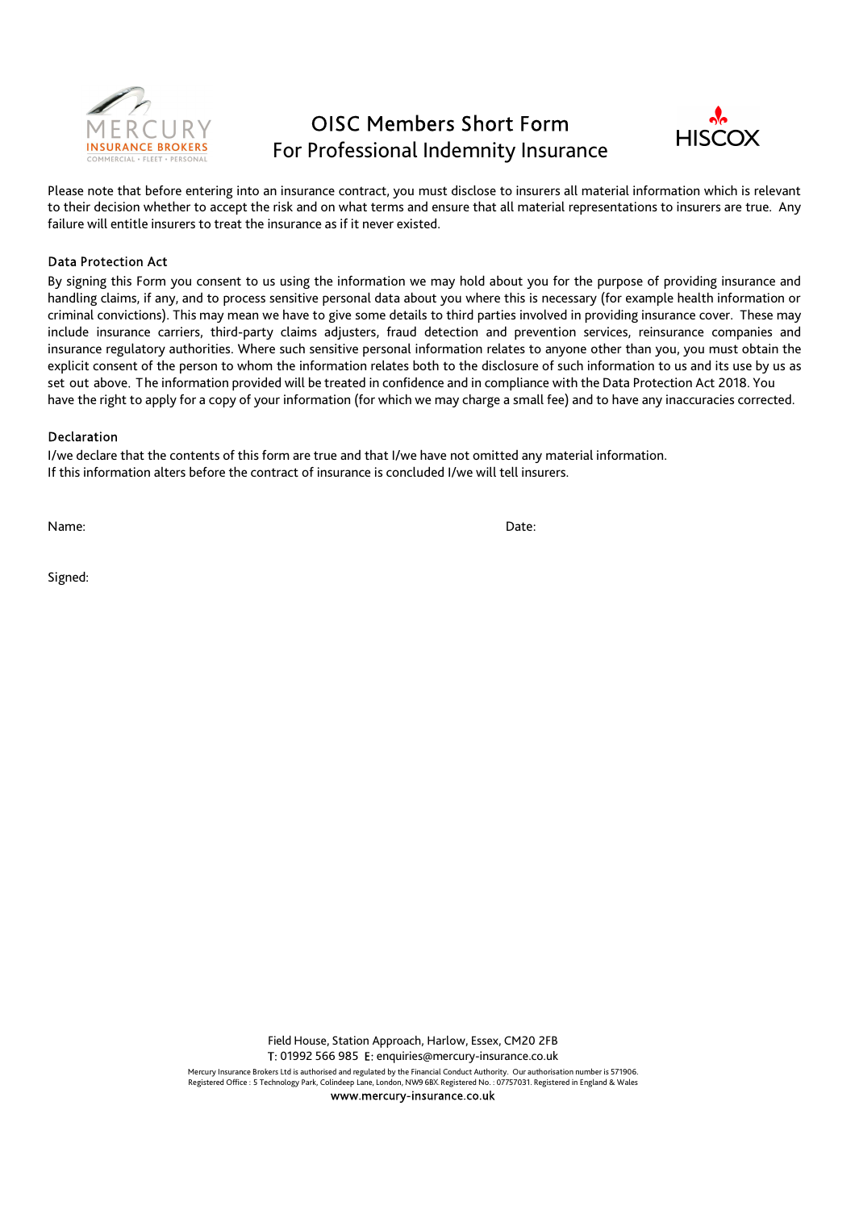# OISC Members Short Form For Professional Indemnity Insurance

Please note that before entering into an insurance contract, you must disclose to insurers all material information which is relevant to their decision whether to accept the risk and on what terms and ensure that all material representations to insurers are true. Any failure will entitle insurers to treat the insurance as if it never existed.

## Data Protection Act

By signing this Form you consent to us using the information we may hold about you for the purpose of providing insurance and handling claims, if any, and to process sensitive personal data about you where this is necessary (for example health information or criminal convictions). This may mean we have to give some details to third parties involved in providing insurance cover. These may include insurance carriers, third-party claims adjusters, fraud detection and prevention services, reinsurance companies and insurance regulatory authorities. Where such sensitive personal information relates to anyone other than you, you must obtain the explicit consent of the person to whom the information relates both to the disclosure of such information to us and its use by us as set out above. The information provided will be treated in confidence and in compliance with the Data Protection Act 2018. You have the right to apply for a copy of your information (for which we may charge a small fee) and to have any inaccuracies corrected.

## Declaration

I/we declare that the contents of this form are true and that I/we have not omitted any material information.
If this information alters before the contract of insurance is concluded I/we will tell insurers.

Name:

Date:

Signed:

Field House, Station Approach, Harlow, Essex, CM20 2FB
T: 01992 566 985 E: enquiries@mercury-insurance.co.uk
Mercury Insurance Brokers Ltd is authorised and regulated by the Financial Conduct Authority. Our authorisation number is 571906.
Registered Office : 5 Technology Park, Colindeep Lane, London, NW9 6BX. Registered No. : 07757031. Registered in England & Wales
www.mercury-insurance.co.uk